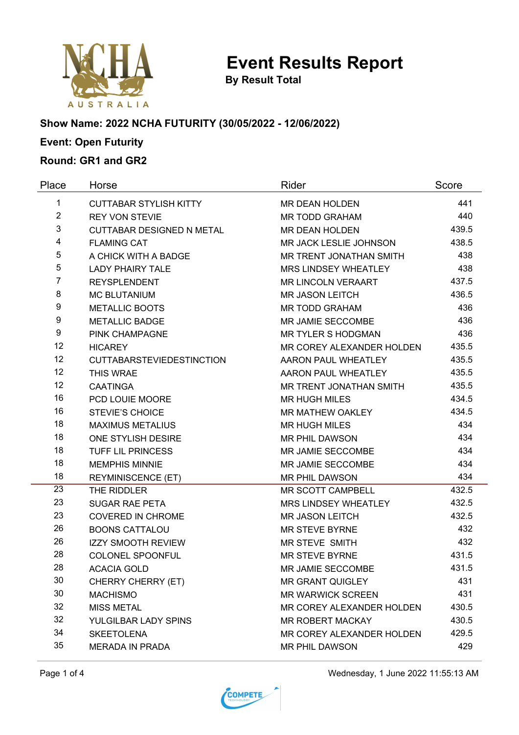# Event Results Report

**By Result Total**

**Show Name: 2022 NCHA FUTURITY (30/05/2022 - 12/06/2022)**

**Event: Open Futurity**

**Round: GR1 and GR2**

| Place | Horse | Rider | Score |
|---|---|---|---|
| 1 | CUTTABAR STYLISH KITTY | MR DEAN HOLDEN | 441 |
| 2 | REY VON STEVIE | MR TODD GRAHAM | 440 |
| 3 | CUTTABAR DESIGNED N METAL | MR DEAN HOLDEN | 439.5 |
| 4 | FLAMING CAT | MR JACK LESLIE JOHNSON | 438.5 |
| 5 | A CHICK WITH A BADGE | MR TRENT JONATHAN SMITH | 438 |
| 5 | LADY PHAIRY TALE | MRS LINDSEY WHEATLEY | 438 |
| 7 | REYSPLENDENT | MR LINCOLN VERAART | 437.5 |
| 8 | MC BLUTANIUM | MR JASON LEITCH | 436.5 |
| 9 | METALLIC BOOTS | MR TODD GRAHAM | 436 |
| 9 | METALLIC BADGE | MR JAMIE SECCOMBE | 436 |
| 9 | PINK CHAMPAGNE | MR TYLER S HODGMAN | 436 |
| 12 | HICAREY | MR COREY ALEXANDER HOLDEN | 435.5 |
| 12 | CUTTABARSTEVIEDESTINCTION | AARON PAUL WHEATLEY | 435.5 |
| 12 | THIS WRAE | AARON PAUL WHEATLEY | 435.5 |
| 12 | CAATINGA | MR TRENT JONATHAN SMITH | 435.5 |
| 16 | PCD LOUIE MOORE | MR HUGH MILES | 434.5 |
| 16 | STEVIE'S CHOICE | MR MATHEW OAKLEY | 434.5 |
| 18 | MAXIMUS METALIUS | MR HUGH MILES | 434 |
| 18 | ONE STYLISH DESIRE | MR PHIL DAWSON | 434 |
| 18 | TUFF LIL PRINCESS | MR JAMIE SECCOMBE | 434 |
| 18 | MEMPHIS MINNIE | MR JAMIE SECCOMBE | 434 |
| 18 | REYMINISCENCE (ET) | MR PHIL DAWSON | 434 |
| 23 | THE RIDDLER | MR SCOTT CAMPBELL | 432.5 |
| 23 | SUGAR RAE PETA | MRS LINDSEY WHEATLEY | 432.5 |
| 23 | COVERED IN CHROME | MR JASON LEITCH | 432.5 |
| 26 | BOONS CATTALOU | MR STEVE BYRNE | 432 |
| 26 | IZZY SMOOTH REVIEW | MR STEVE SMITH | 432 |
| 28 | COLONEL SPOONFUL | MR STEVE BYRNE | 431.5 |
| 28 | ACACIA GOLD | MR JAMIE SECCOMBE | 431.5 |
| 30 | CHERRY CHERRY (ET) | MR GRANT QUIGLEY | 431 |
| 30 | MACHISMO | MR WARWICK SCREEN | 431 |
| 32 | MISS METAL | MR COREY ALEXANDER HOLDEN | 430.5 |
| 32 | YULGILBAR LADY SPINS | MR ROBERT MACKAY | 430.5 |
| 34 | SKEETOLENA | MR COREY ALEXANDER HOLDEN | 429.5 |
| 35 | MERADA IN PRADA | MR PHIL DAWSON | 429 |

Wednesday, 1 June 2022 11:55:13 AM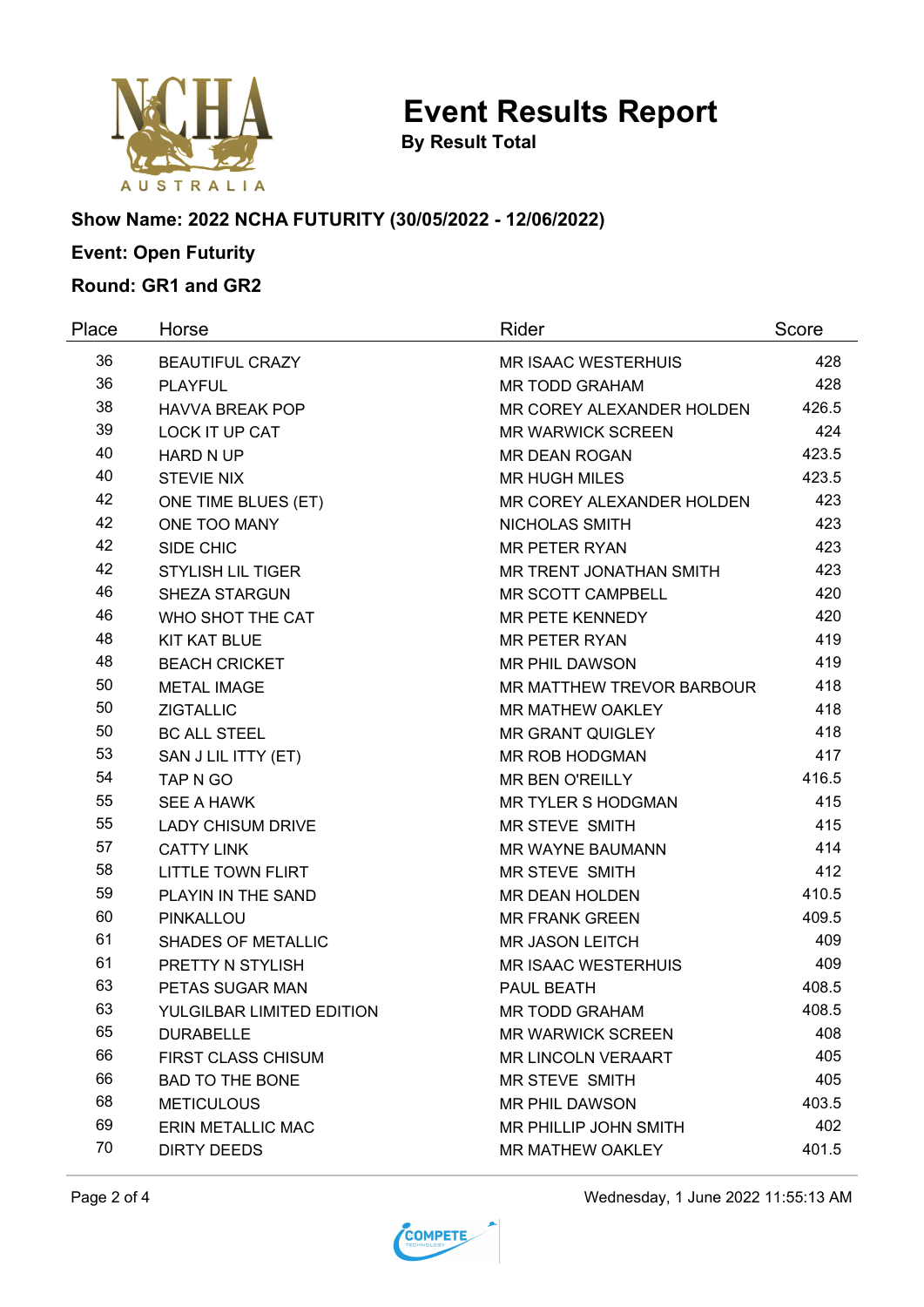# Event Results Report

**By Result Total**

**Show Name: 2022 NCHA FUTURITY (30/05/2022 - 12/06/2022)**

**Event: Open Futurity**

**Round: GR1 and GR2**

| Place | Horse | Rider | Score |
|---|---|---|---|
| 36 | BEAUTIFUL CRAZY | MR ISAAC WESTERHUIS | 428 |
| 36 | PLAYFUL | MR TODD GRAHAM | 428 |
| 38 | HAVVA BREAK POP | MR COREY ALEXANDER HOLDEN | 426.5 |
| 39 | LOCK IT UP CAT | MR WARWICK SCREEN | 424 |
| 40 | HARD N UP | MR DEAN ROGAN | 423.5 |
| 40 | STEVIE NIX | MR HUGH MILES | 423.5 |
| 42 | ONE TIME BLUES (ET) | MR COREY ALEXANDER HOLDEN | 423 |
| 42 | ONE TOO MANY | NICHOLAS SMITH | 423 |
| 42 | SIDE CHIC | MR PETER RYAN | 423 |
| 42 | STYLISH LIL TIGER | MR TRENT JONATHAN SMITH | 423 |
| 46 | SHEZA STARGUN | MR SCOTT CAMPBELL | 420 |
| 46 | WHO SHOT THE CAT | MR PETE KENNEDY | 420 |
| 48 | KIT KAT BLUE | MR PETER RYAN | 419 |
| 48 | BEACH CRICKET | MR PHIL DAWSON | 419 |
| 50 | METAL IMAGE | MR MATTHEW TREVOR BARBOUR | 418 |
| 50 | ZIGTALLIC | MR MATHEW OAKLEY | 418 |
| 50 | BC ALL STEEL | MR GRANT QUIGLEY | 418 |
| 53 | SAN J LIL ITTY (ET) | MR ROB HODGMAN | 417 |
| 54 | TAP N GO | MR BEN O'REILLY | 416.5 |
| 55 | SEE A HAWK | MR TYLER S HODGMAN | 415 |
| 55 | LADY CHISUM DRIVE | MR STEVE SMITH | 415 |
| 57 | CATTY LINK | MR WAYNE BAUMANN | 414 |
| 58 | LITTLE TOWN FLIRT | MR STEVE SMITH | 412 |
| 59 | PLAYIN IN THE SAND | MR DEAN HOLDEN | 410.5 |
| 60 | PINKALLOU | MR FRANK GREEN | 409.5 |
| 61 | SHADES OF METALLIC | MR JASON LEITCH | 409 |
| 61 | PRETTY N STYLISH | MR ISAAC WESTERHUIS | 409 |
| 63 | PETAS SUGAR MAN | PAUL BEATH | 408.5 |
| 63 | YULGILBAR LIMITED EDITION | MR TODD GRAHAM | 408.5 |
| 65 | DURABELLE | MR WARWICK SCREEN | 408 |
| 66 | FIRST CLASS CHISUM | MR LINCOLN VERAART | 405 |
| 66 | BAD TO THE BONE | MR STEVE SMITH | 405 |
| 68 | METICULOUS | MR PHIL DAWSON | 403.5 |
| 69 | ERIN METALLIC MAC | MR PHILLIP JOHN SMITH | 402 |
| 70 | DIRTY DEEDS | MR MATHEW OAKLEY | 401.5 |

Wednesday, 1 June 2022 11:55:13 AM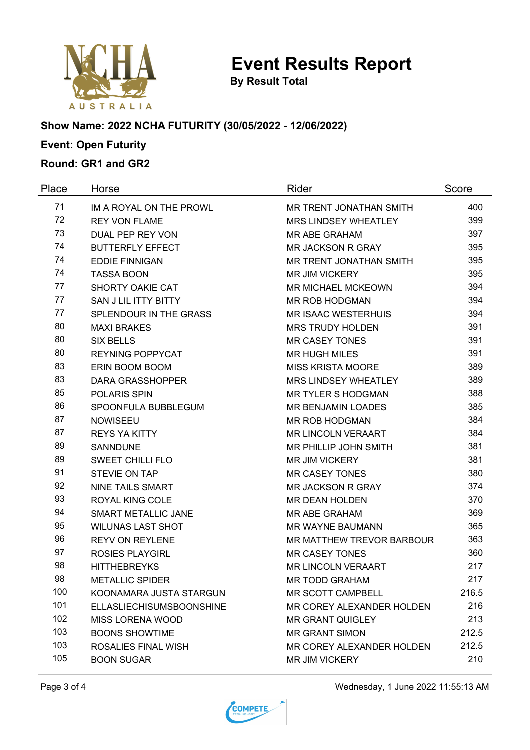# Event Results Report

**By Result Total**

**Show Name: 2022 NCHA FUTURITY (30/05/2022 - 12/06/2022)**

**Event: Open Futurity**

**Round: GR1 and GR2**

| Place | Horse | Rider | Score |
|---|---|---|---|
| 71 | IM A ROYAL ON THE PROWL | MR TRENT JONATHAN SMITH | 400 |
| 72 | REY VON FLAME | MRS LINDSEY WHEATLEY | 399 |
| 73 | DUAL PEP REY VON | MR ABE GRAHAM | 397 |
| 74 | BUTTERFLY EFFECT | MR JACKSON R GRAY | 395 |
| 74 | EDDIE FINNIGAN | MR TRENT JONATHAN SMITH | 395 |
| 74 | TASSA BOON | MR JIM VICKERY | 395 |
| 77 | SHORTY OAKIE CAT | MR MICHAEL MCKEOWN | 394 |
| 77 | SAN J LIL ITTY BITTY | MR ROB HODGMAN | 394 |
| 77 | SPLENDOUR IN THE GRASS | MR ISAAC WESTERHUIS | 394 |
| 80 | MAXI BRAKES | MRS TRUDY HOLDEN | 391 |
| 80 | SIX BELLS | MR CASEY TONES | 391 |
| 80 | REYNING POPPYCAT | MR HUGH MILES | 391 |
| 83 | ERIN BOOM BOOM | MISS KRISTA MOORE | 389 |
| 83 | DARA GRASSHOPPER | MRS LINDSEY WHEATLEY | 389 |
| 85 | POLARIS SPIN | MR TYLER S HODGMAN | 388 |
| 86 | SPOONFULA BUBBLEGUM | MR BENJAMIN LOADES | 385 |
| 87 | NOWISEEU | MR ROB HODGMAN | 384 |
| 87 | REYS YA KITTY | MR LINCOLN VERAART | 384 |
| 89 | SANNDUNE | MR PHILLIP JOHN SMITH | 381 |
| 89 | SWEET CHILLI FLO | MR JIM VICKERY | 381 |
| 91 | STEVIE ON TAP | MR CASEY TONES | 380 |
| 92 | NINE TAILS SMART | MR JACKSON R GRAY | 374 |
| 93 | ROYAL KING COLE | MR DEAN HOLDEN | 370 |
| 94 | SMART METALLIC JANE | MR ABE GRAHAM | 369 |
| 95 | WILUNAS LAST SHOT | MR WAYNE BAUMANN | 365 |
| 96 | REYV ON REYLENE | MR MATTHEW TREVOR BARBOUR | 363 |
| 97 | ROSIES PLAYGIRL | MR CASEY TONES | 360 |
| 98 | HITTHEBREYKS | MR LINCOLN VERAART | 217 |
| 98 | METALLIC SPIDER | MR TODD GRAHAM | 217 |
| 100 | KOONAMARA JUSTA STARGUN | MR SCOTT CAMPBELL | 216.5 |
| 101 | ELLASLIECHISUMSBOONSHINE | MR COREY ALEXANDER HOLDEN | 216 |
| 102 | MISS LORENA WOOD | MR GRANT QUIGLEY | 213 |
| 103 | BOONS SHOWTIME | MR GRANT SIMON | 212.5 |
| 103 | ROSALIES FINAL WISH | MR COREY ALEXANDER HOLDEN | 212.5 |
| 105 | BOON SUGAR | MR JIM VICKERY | 210 |

Wednesday, 1 June 2022 11:55:13 AM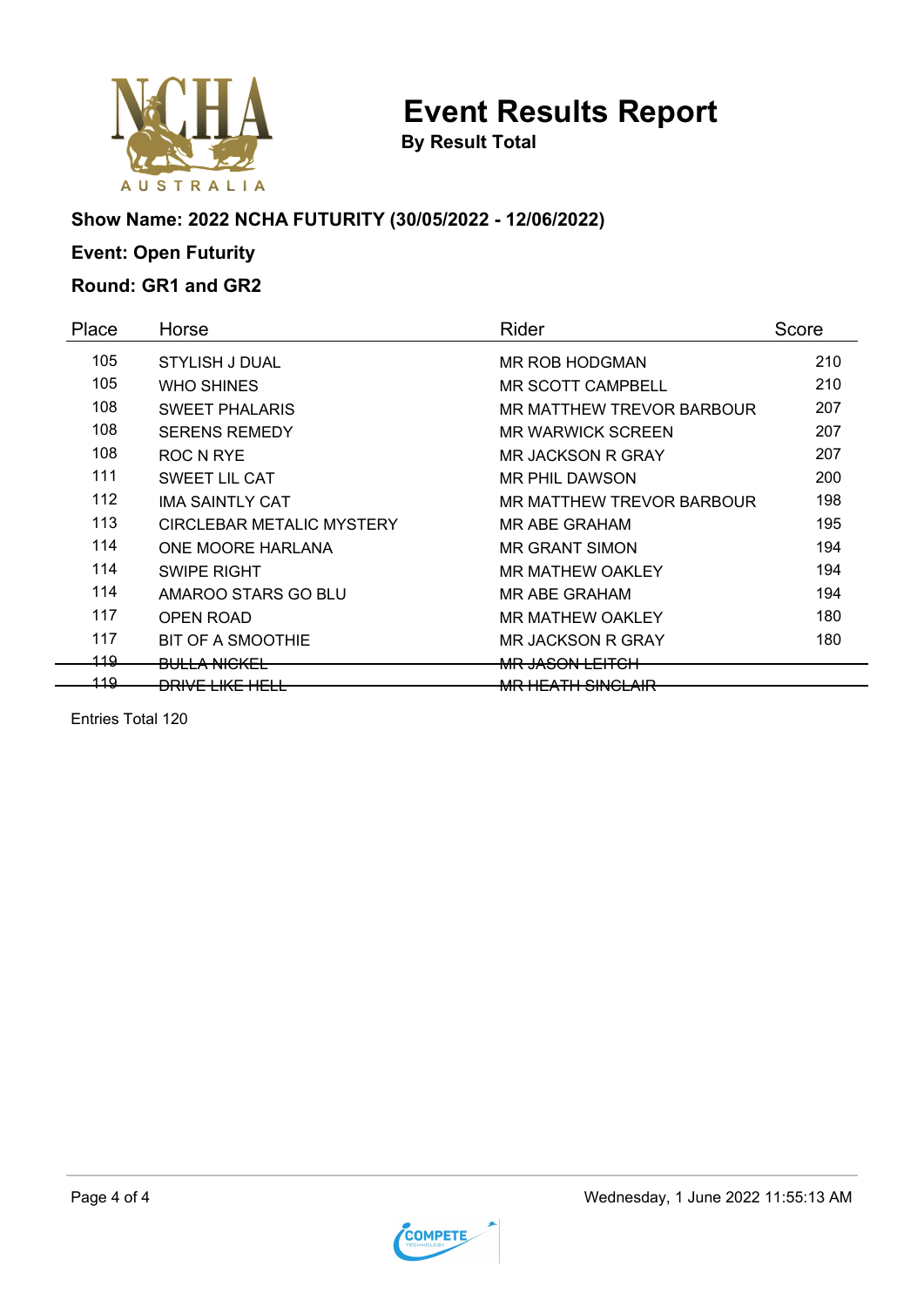# Event Results Report

**By Result Total**

**Show Name: 2022 NCHA FUTURITY (30/05/2022 - 12/06/2022)**

**Event: Open Futurity**

**Round: GR1 and GR2**

| Place | Horse | Rider | Score |
|---|---|---|---|
| 105 | STYLISH J DUAL | MR ROB HODGMAN | 210 |
| 105 | WHO SHINES | MR SCOTT CAMPBELL | 210 |
| 108 | SWEET PHALARIS | MR MATTHEW TREVOR BARBOUR | 207 |
| 108 | SERENS REMEDY | MR WARWICK SCREEN | 207 |
| 108 | ROC N RYE | MR JACKSON R GRAY | 207 |
| 111 | SWEET LIL CAT | MR PHIL DAWSON | 200 |
| 112 | IMA SAINTLY CAT | MR MATTHEW TREVOR BARBOUR | 198 |
| 113 | CIRCLEBAR METALIC MYSTERY | MR ABE GRAHAM | 195 |
| 114 | ONE MOORE HARLANA | MR GRANT SIMON | 194 |
| 114 | SWIPE RIGHT | MR MATHEW OAKLEY | 194 |
| 114 | AMAROO STARS GO BLU | MR ABE GRAHAM | 194 |
| 117 | OPEN ROAD | MR MATHEW OAKLEY | 180 |
| 117 | BIT OF A SMOOTHIE | MR JACKSON R GRAY | 180 |
| ~~119~~ | ~~BULLA NICKEL~~ | ~~MR JASON LEITCH~~ | |
| ~~119~~ | ~~DRIVE LIKE HELL~~ | ~~MR HEATH SINCLAIR~~ | |

Entries Total 120